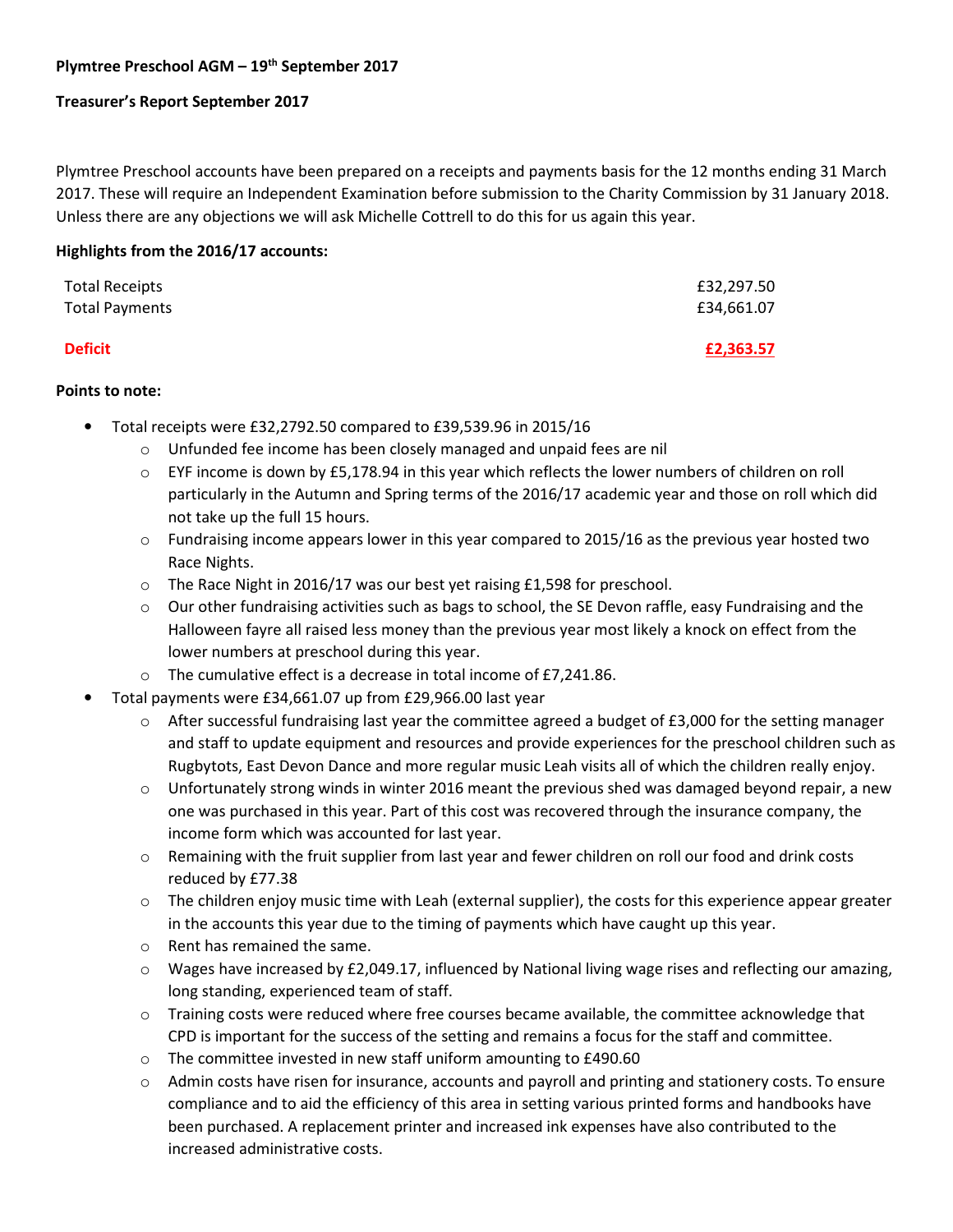**Plymtree Preschool AGM – 19th September 2017**

**Treasurer's Report September 2017**

Plymtree Preschool accounts have been prepared on a receipts and payments basis for the 12 months ending 31 March 2017. These will require an Independent Examination before submission to the Charity Commission by 31 January 2018. Unless there are any objections we will ask Michelle Cottrell to do this for us again this year.

**Highlights from the 2016/17 accounts:**

| | |
|---|---|
| Total Receipts | £32,297.50 |
| Total Payments | £34,661.07 |
| **Deficit** | **£2,363.57** |

**Points to note:**

- Total receipts were £32,2792.50 compared to £39,539.96 in 2015/16
  - Unfunded fee income has been closely managed and unpaid fees are nil
  - EYF income is down by £5,178.94 in this year which reflects the lower numbers of children on roll particularly in the Autumn and Spring terms of the 2016/17 academic year and those on roll which did not take up the full 15 hours.
  - Fundraising income appears lower in this year compared to 2015/16 as the previous year hosted two Race Nights.
  - The Race Night in 2016/17 was our best yet raising £1,598 for preschool.
  - Our other fundraising activities such as bags to school, the SE Devon raffle, easy Fundraising and the Halloween fayre all raised less money than the previous year most likely a knock on effect from the lower numbers at preschool during this year.
  - The cumulative effect is a decrease in total income of £7,241.86.
- Total payments were £34,661.07 up from £29,966.00 last year
  - After successful fundraising last year the committee agreed a budget of £3,000 for the setting manager and staff to update equipment and resources and provide experiences for the preschool children such as Rugbytots, East Devon Dance and more regular music Leah visits all of which the children really enjoy.
  - Unfortunately strong winds in winter 2016 meant the previous shed was damaged beyond repair, a new one was purchased in this year. Part of this cost was recovered through the insurance company, the income form which was accounted for last year.
  - Remaining with the fruit supplier from last year and fewer children on roll our food and drink costs reduced by £77.38
  - The children enjoy music time with Leah (external supplier), the costs for this experience appear greater in the accounts this year due to the timing of payments which have caught up this year.
  - Rent has remained the same.
  - Wages have increased by £2,049.17, influenced by National living wage rises and reflecting our amazing, long standing, experienced team of staff.
  - Training costs were reduced where free courses became available, the committee acknowledge that CPD is important for the success of the setting and remains a focus for the staff and committee.
  - The committee invested in new staff uniform amounting to £490.60
  - Admin costs have risen for insurance, accounts and payroll and printing and stationery costs. To ensure compliance and to aid the efficiency of this area in setting various printed forms and handbooks have been purchased. A replacement printer and increased ink expenses have also contributed to the increased administrative costs.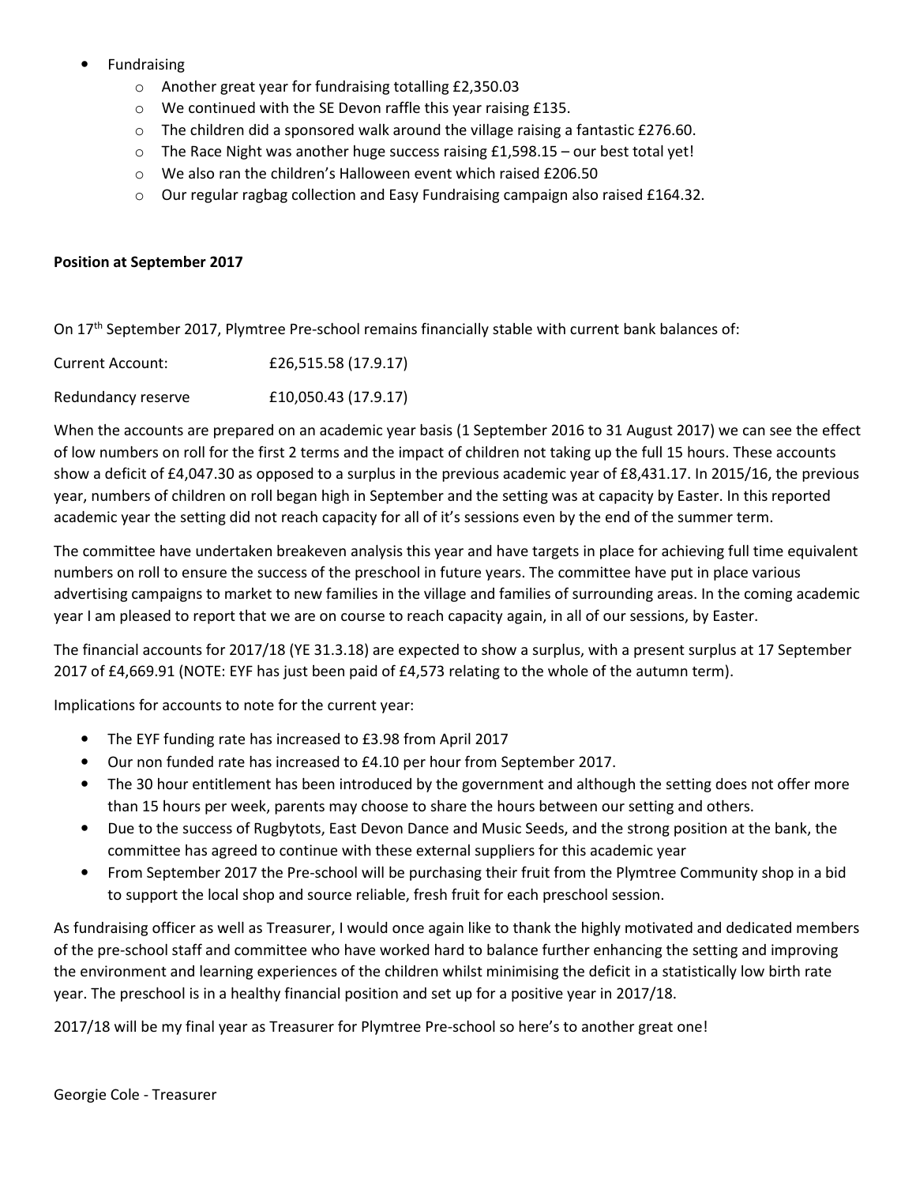- Fundraising
  - Another great year for fundraising totalling £2,350.03
  - We continued with the SE Devon raffle this year raising £135.
  - The children did a sponsored walk around the village raising a fantastic £276.60.
  - The Race Night was another huge success raising £1,598.15 – our best total yet!
  - We also ran the children's Halloween event which raised £206.50
  - Our regular ragbag collection and Easy Fundraising campaign also raised £164.32.

**Position at September 2017**

On 17th September 2017, Plymtree Pre-school remains financially stable with current bank balances of:

| | |
|---|---|
| Current Account: | £26,515.58 (17.9.17) |
| Redundancy reserve | £10,050.43 (17.9.17) |

When the accounts are prepared on an academic year basis (1 September 2016 to 31 August 2017) we can see the effect of low numbers on roll for the first 2 terms and the impact of children not taking up the full 15 hours. These accounts show a deficit of £4,047.30 as opposed to a surplus in the previous academic year of £8,431.17. In 2015/16, the previous year, numbers of children on roll began high in September and the setting was at capacity by Easter. In this reported academic year the setting did not reach capacity for all of it's sessions even by the end of the summer term.

The committee have undertaken breakeven analysis this year and have targets in place for achieving full time equivalent numbers on roll to ensure the success of the preschool in future years. The committee have put in place various advertising campaigns to market to new families in the village and families of surrounding areas. In the coming academic year I am pleased to report that we are on course to reach capacity again, in all of our sessions, by Easter.

The financial accounts for 2017/18 (YE 31.3.18) are expected to show a surplus, with a present surplus at 17 September 2017 of £4,669.91 (NOTE: EYF has just been paid of £4,573 relating to the whole of the autumn term).

Implications for accounts to note for the current year:

- The EYF funding rate has increased to £3.98 from April 2017
- Our non funded rate has increased to £4.10 per hour from September 2017.
- The 30 hour entitlement has been introduced by the government and although the setting does not offer more than 15 hours per week, parents may choose to share the hours between our setting and others.
- Due to the success of Rugbytots, East Devon Dance and Music Seeds, and the strong position at the bank, the committee has agreed to continue with these external suppliers for this academic year
- From September 2017 the Pre-school will be purchasing their fruit from the Plymtree Community shop in a bid to support the local shop and source reliable, fresh fruit for each preschool session.

As fundraising officer as well as Treasurer, I would once again like to thank the highly motivated and dedicated members of the pre-school staff and committee who have worked hard to balance further enhancing the setting and improving the environment and learning experiences of the children whilst minimising the deficit in a statistically low birth rate year. The preschool is in a healthy financial position and set up for a positive year in 2017/18.

2017/18 will be my final year as Treasurer for Plymtree Pre-school so here's to another great one!

Georgie Cole - Treasurer